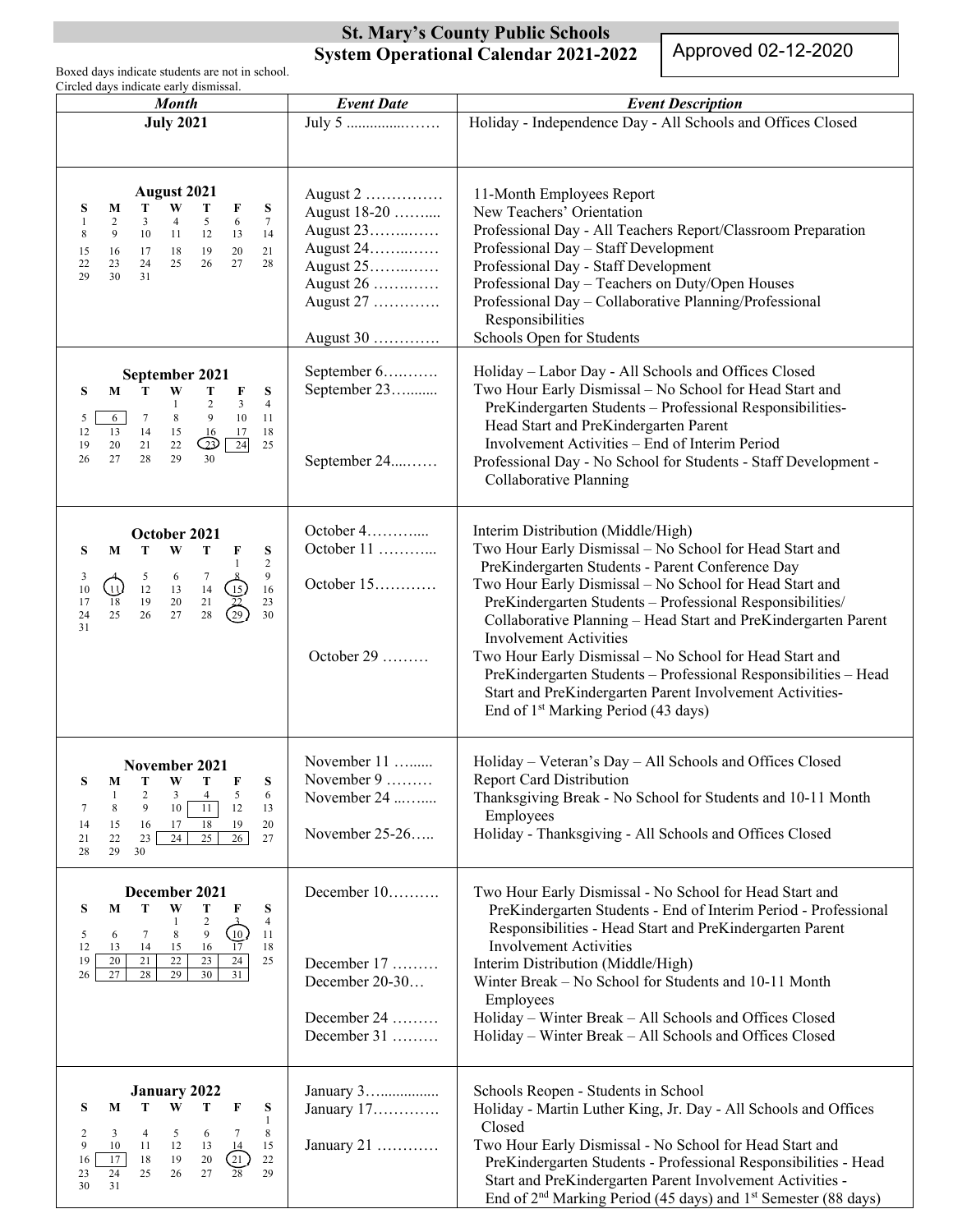# St. Mary's County Public Schools
## System Operational Calendar 2021-2022

Approved 02-12-2020

Boxed days indicate students are not in school.
Circled days indicate early dismissal.

| *Month* | *Event Date* | *Event Description* |
|---|---|---|
| **July 2021** | July 5 ................ | Holiday - Independence Day - All Schools and Offices Closed |
| **August 2021** | August 2 ............... | 11-Month Employees Report |
| | August 18-20 .......... | New Teachers' Orientation |
| | August 23.............. | Professional Day - All Teachers Report/Classroom Preparation |
| | August 24.............. | Professional Day – Staff Development |
| | August 25.............. | Professional Day - Staff Development |
| | August 26 ............. | Professional Day – Teachers on Duty/Open Houses |
| | August 27 ............. | Professional Day – Collaborative Planning/Professional Responsibilities |
| | August 30 ............. | Schools Open for Students |
| **September 2021** | September 6........... | Holiday – Labor Day - All Schools and Offices Closed |
| | September 23.......... | Two Hour Early Dismissal – No School for Head Start and PreKindergarten Students – Professional Responsibilities- Head Start and PreKindergarten Parent Involvement Activities – End of Interim Period |
| | September 24.......... | Professional Day - No School for Students - Staff Development - Collaborative Planning |
| **October 2021** | October 4............. | Interim Distribution (Middle/High) |
| | October 11 ............ | Two Hour Early Dismissal – No School for Head Start and PreKindergarten Students - Parent Conference Day |
| | October 15............ | Two Hour Early Dismissal – No School for Head Start and PreKindergarten Students – Professional Responsibilities/ Collaborative Planning – Head Start and PreKindergarten Parent Involvement Activities |
| | October 29 ......... | Two Hour Early Dismissal – No School for Head Start and PreKindergarten Students – Professional Responsibilities – Head Start and PreKindergarten Parent Involvement Activities- End of 1st Marking Period (43 days) |
| **November 2021** | November 11 ......... | Holiday – Veteran's Day – All Schools and Offices Closed |
| | November 9 ......... | Report Card Distribution |
| | November 24 .......... | Thanksgiving Break - No School for Students and 10-11 Month Employees |
| | November 25-26..... | Holiday - Thanksgiving - All Schools and Offices Closed |
| **December 2021** | December 10.......... | Two Hour Early Dismissal - No School for Head Start and PreKindergarten Students - End of Interim Period - Professional Responsibilities - Head Start and PreKindergarten Parent Involvement Activities |
| | December 17 ......... | Interim Distribution (Middle/High) |
| | December 20-30... | Winter Break – No School for Students and 10-11 Month Employees |
| | December 24 ......... | Holiday – Winter Break – All Schools and Offices Closed |
| | December 31 ......... | Holiday – Winter Break – All Schools and Offices Closed |
| **January 2022** | January 3................. | Schools Reopen - Students in School |
| | January 17............. | Holiday - Martin Luther King, Jr. Day - All Schools and Offices Closed |
| | January 21 ............ | Two Hour Early Dismissal - No School for Head Start and PreKindergarten Students - Professional Responsibilities - Head Start and PreKindergarten Parent Involvement Activities - End of 2nd Marking Period (45 days) and 1st Semester (88 days) |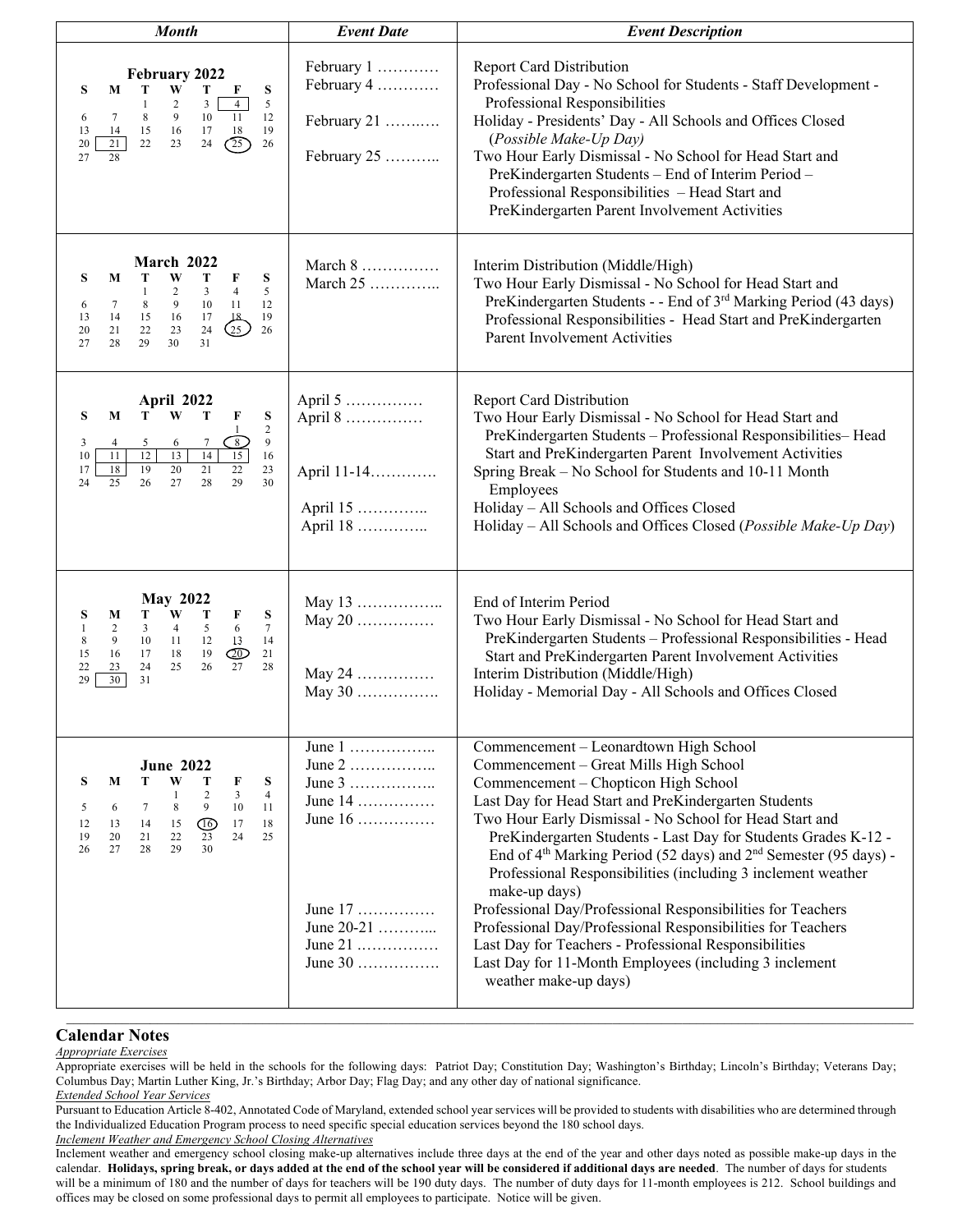| Month | Event Date | Event Description |
|---|---|---|
| **February 2022**<br>S M T W T F S<br>1 2 3 4 5<br>6 7 8 9 10 11 12<br>13 14 15 16 17 18 19<br>20 21 22 23 24 25 26<br>27 28 | February 1 …………<br>February 4 …………<br>February 21 ……..….<br>February 25 ……….. | Report Card Distribution<br>Professional Day - No School for Students - Staff Development - Professional Responsibilities<br>Holiday - Presidents' Day - All Schools and Offices Closed (*Possible Make-Up Day)*<br>Two Hour Early Dismissal - No School for Head Start and PreKindergarten Students – End of Interim Period – Professional Responsibilities – Head Start and PreKindergarten Parent Involvement Activities |
| **March 2022**<br>S M T W T F S<br>1 2 3 4 5<br>6 7 8 9 10 11 12<br>13 14 15 16 17 18 19<br>20 21 22 23 24 25 26<br>27 28 29 30 31 | March 8 ……………<br>March 25 ………….. | Interim Distribution (Middle/High)<br>Two Hour Early Dismissal - No School for Head Start and PreKindergarten Students - - End of 3rd Marking Period (43 days) Professional Responsibilities - Head Start and PreKindergarten Parent Involvement Activities |
| **April 2022**<br>S M T W T F S<br>1 2<br>3 4 5 6 7 8 9<br>10 11 12 13 14 15 16<br>17 18 19 20 21 22 23<br>24 25 26 27 28 29 30 | April 5 ……………<br>April 8 ……………<br>April 11-14…………<br>April 15 …………..<br>April 18 ………….. | Report Card Distribution<br>Two Hour Early Dismissal - No School for Head Start and PreKindergarten Students – Professional Responsibilities– Head Start and PreKindergarten Parent Involvement Activities<br>Spring Break – No School for Students and 10-11 Month Employees<br>Holiday – All Schools and Offices Closed<br>Holiday – All Schools and Offices Closed (*Possible Make-Up Day*) |
| **May 2022**<br>S M T W T F S<br>1 2 3 4 5 6 7<br>8 9 10 11 12 13 14<br>15 16 17 18 19 20 21<br>22 23 24 25 26 27 28<br>29 30 31 | May 13 ……………..<br>May 20 ……………<br>May 24 ……………<br>May 30 ……………. | End of Interim Period<br>Two Hour Early Dismissal - No School for Head Start and PreKindergarten Students – Professional Responsibilities - Head Start and PreKindergarten Parent Involvement Activities<br>Interim Distribution (Middle/High)<br>Holiday - Memorial Day - All Schools and Offices Closed |
| **June 2022**<br>S M T W T F S<br>1 2 3 4<br>5 6 7 8 9 10 11<br>12 13 14 15 16 17 18<br>19 20 21 22 23 24 25<br>26 27 28 29 30 | June 1 ……………..<br>June 2 ……………..<br>June 3 ……………..<br>June 14 ……………<br>June 16 ……………<br>June 17 ……………<br>June 20-21 ………...<br>June 21 ……………<br>June 30 ……………. | Commencement – Leonardtown High School<br>Commencement – Great Mills High School<br>Commencement – Chopticon High School<br>Last Day for Head Start and PreKindergarten Students<br>Two Hour Early Dismissal - No School for Head Start and PreKindergarten Students - Last Day for Students Grades K-12 - End of 4th Marking Period (52 days) and 2nd Semester (95 days) - Professional Responsibilities (including 3 inclement weather make-up days)<br>Professional Day/Professional Responsibilities for Teachers<br>Professional Day/Professional Responsibilities for Teachers<br>Last Day for Teachers - Professional Responsibilities<br>Last Day for 11-Month Employees (including 3 inclement weather make-up days) |

## Calendar Notes

*Appropriate Exercises*

Appropriate exercises will be held in the schools for the following days: Patriot Day; Constitution Day; Washington's Birthday; Lincoln's Birthday; Veterans Day; Columbus Day; Martin Luther King, Jr.'s Birthday; Arbor Day; Flag Day; and any other day of national significance.

*Extended School Year Services*

Pursuant to Education Article 8-402, Annotated Code of Maryland, extended school year services will be provided to students with disabilities who are determined through the Individualized Education Program process to need specific special education services beyond the 180 school days.

*Inclement Weather and Emergency School Closing Alternatives*

Inclement weather and emergency school closing make-up alternatives include three days at the end of the year and other days noted as possible make-up days in the calendar. **Holidays, spring break, or days added at the end of the school year will be considered if additional days are needed**. The number of days for students will be a minimum of 180 and the number of days for teachers will be 190 duty days. The number of duty days for 11-month employees is 212. School buildings and offices may be closed on some professional days to permit all employees to participate. Notice will be given.